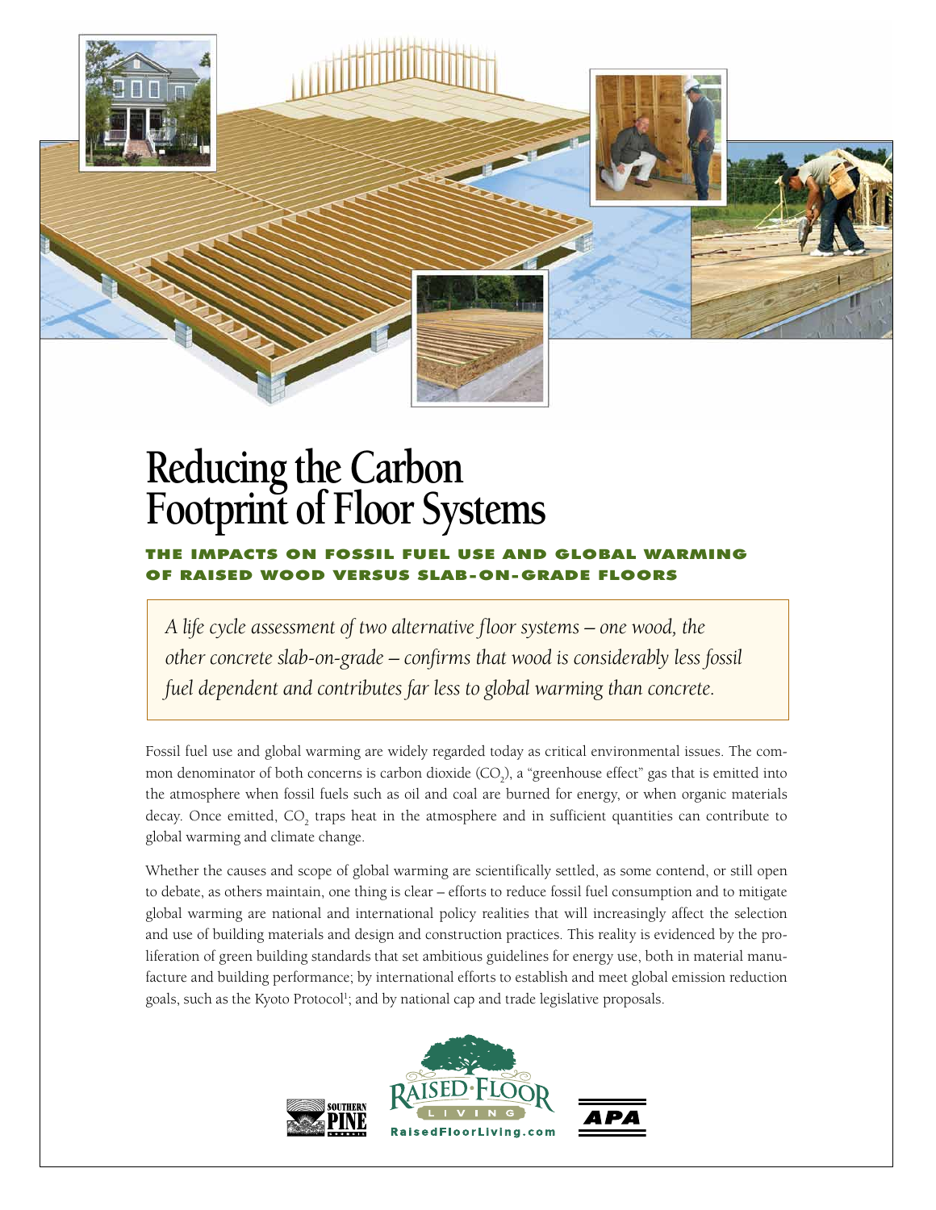# Reducing the Carbon Footprint of Floor Systems

## THE IMPACTS ON FOSSIL FUEL USE AND GLOBAL WARMING OF RAISED WOOD VERSUS SLAB-ON-GRADE FLOORS

*A life cycle assessment of two alternative floor systems – one wood, the other concrete slab-on-grade – confirms that wood is considerably less fossil fuel dependent and contributes far less to global warming than concrete.*

Fossil fuel use and global warming are widely regarded today as critical environmental issues. The common denominator of both concerns is carbon dioxide ($CO_2$), a "greenhouse effect" gas that is emitted into the atmosphere when fossil fuels such as oil and coal are burned for energy, or when organic materials decay. Once emitted, $CO_2$ traps heat in the atmosphere and in sufficient quantities can contribute to global warming and climate change.

Whether the causes and scope of global warming are scientifically settled, as some contend, or still open to debate, as others maintain, one thing is clear – efforts to reduce fossil fuel consumption and to mitigate global warming are national and international policy realities that will increasingly affect the selection and use of building materials and design and construction practices. This reality is evidenced by the proliferation of green building standards that set ambitious guidelines for energy use, both in material manufacture and building performance; by international efforts to establish and meet global emission reduction goals, such as the Kyoto Protocol[1]; and by national cap and trade legislative proposals.

SOUTHERN PINE COUNCIL · RAISED FLOOR LIVING · RaisedFloorLiving.com · APA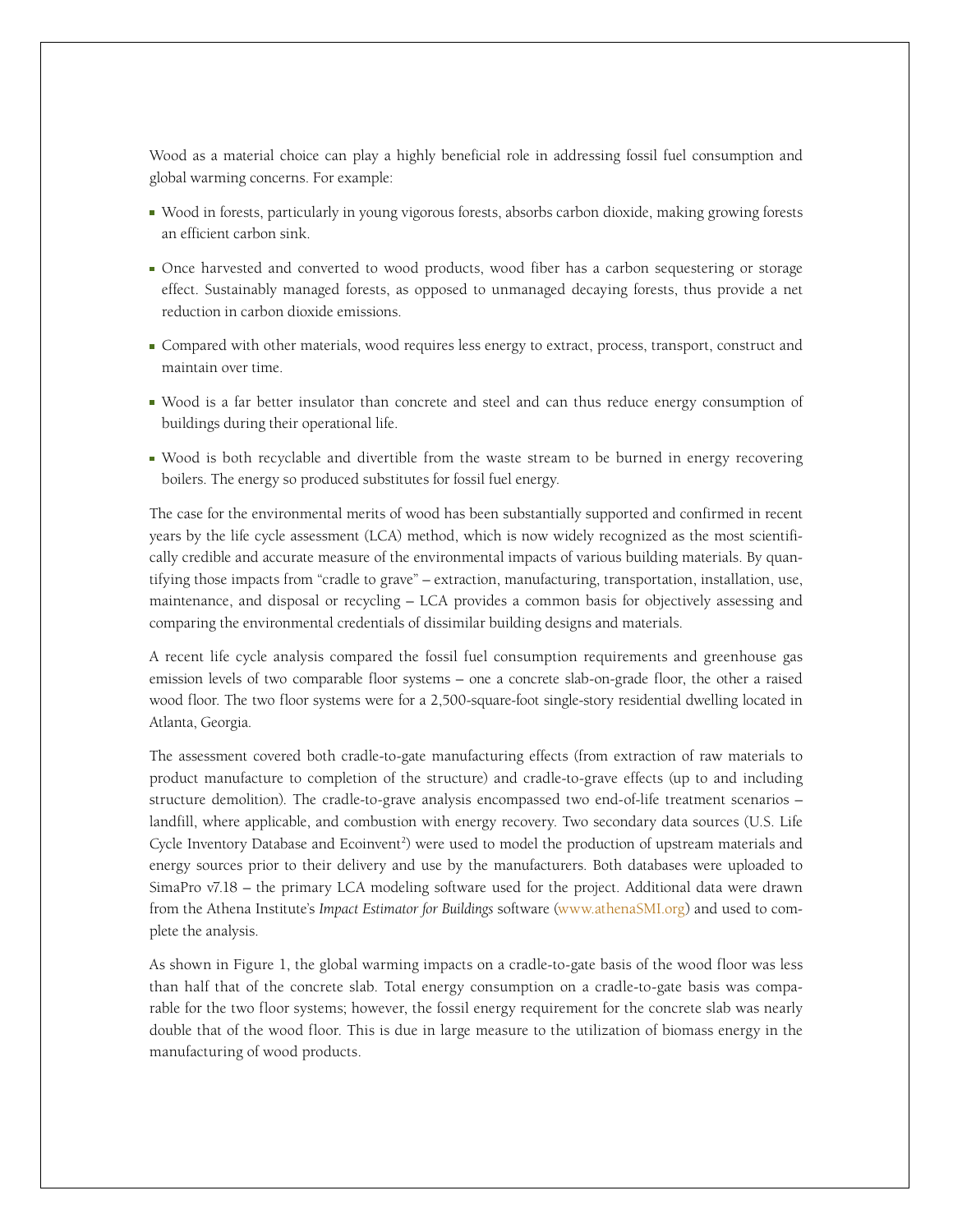Wood as a material choice can play a highly beneficial role in addressing fossil fuel consumption and global warming concerns. For example:

- Wood in forests, particularly in young vigorous forests, absorbs carbon dioxide, making growing forests an efficient carbon sink.
- Once harvested and converted to wood products, wood fiber has a carbon sequestering or storage effect. Sustainably managed forests, as opposed to unmanaged decaying forests, thus provide a net reduction in carbon dioxide emissions.
- Compared with other materials, wood requires less energy to extract, process, transport, construct and maintain over time.
- Wood is a far better insulator than concrete and steel and can thus reduce energy consumption of buildings during their operational life.
- Wood is both recyclable and divertible from the waste stream to be burned in energy recovering boilers. The energy so produced substitutes for fossil fuel energy.

The case for the environmental merits of wood has been substantially supported and confirmed in recent years by the life cycle assessment (LCA) method, which is now widely recognized as the most scientifically credible and accurate measure of the environmental impacts of various building materials. By quantifying those impacts from "cradle to grave" – extraction, manufacturing, transportation, installation, use, maintenance, and disposal or recycling – LCA provides a common basis for objectively assessing and comparing the environmental credentials of dissimilar building designs and materials.

A recent life cycle analysis compared the fossil fuel consumption requirements and greenhouse gas emission levels of two comparable floor systems – one a concrete slab-on-grade floor, the other a raised wood floor. The two floor systems were for a 2,500-square-foot single-story residential dwelling located in Atlanta, Georgia.

The assessment covered both cradle-to-gate manufacturing effects (from extraction of raw materials to product manufacture to completion of the structure) and cradle-to-grave effects (up to and including structure demolition). The cradle-to-grave analysis encompassed two end-of-life treatment scenarios – landfill, where applicable, and combustion with energy recovery. Two secondary data sources (U.S. Life Cycle Inventory Database and Ecoinvent[2]) were used to model the production of upstream materials and energy sources prior to their delivery and use by the manufacturers. Both databases were uploaded to SimaPro v7.18 – the primary LCA modeling software used for the project. Additional data were drawn from the Athena Institute's *Impact Estimator for Buildings* software (www.athenaSMI.org) and used to complete the analysis.

As shown in Figure 1, the global warming impacts on a cradle-to-gate basis of the wood floor was less than half that of the concrete slab. Total energy consumption on a cradle-to-gate basis was comparable for the two floor systems; however, the fossil energy requirement for the concrete slab was nearly double that of the wood floor. This is due in large measure to the utilization of biomass energy in the manufacturing of wood products.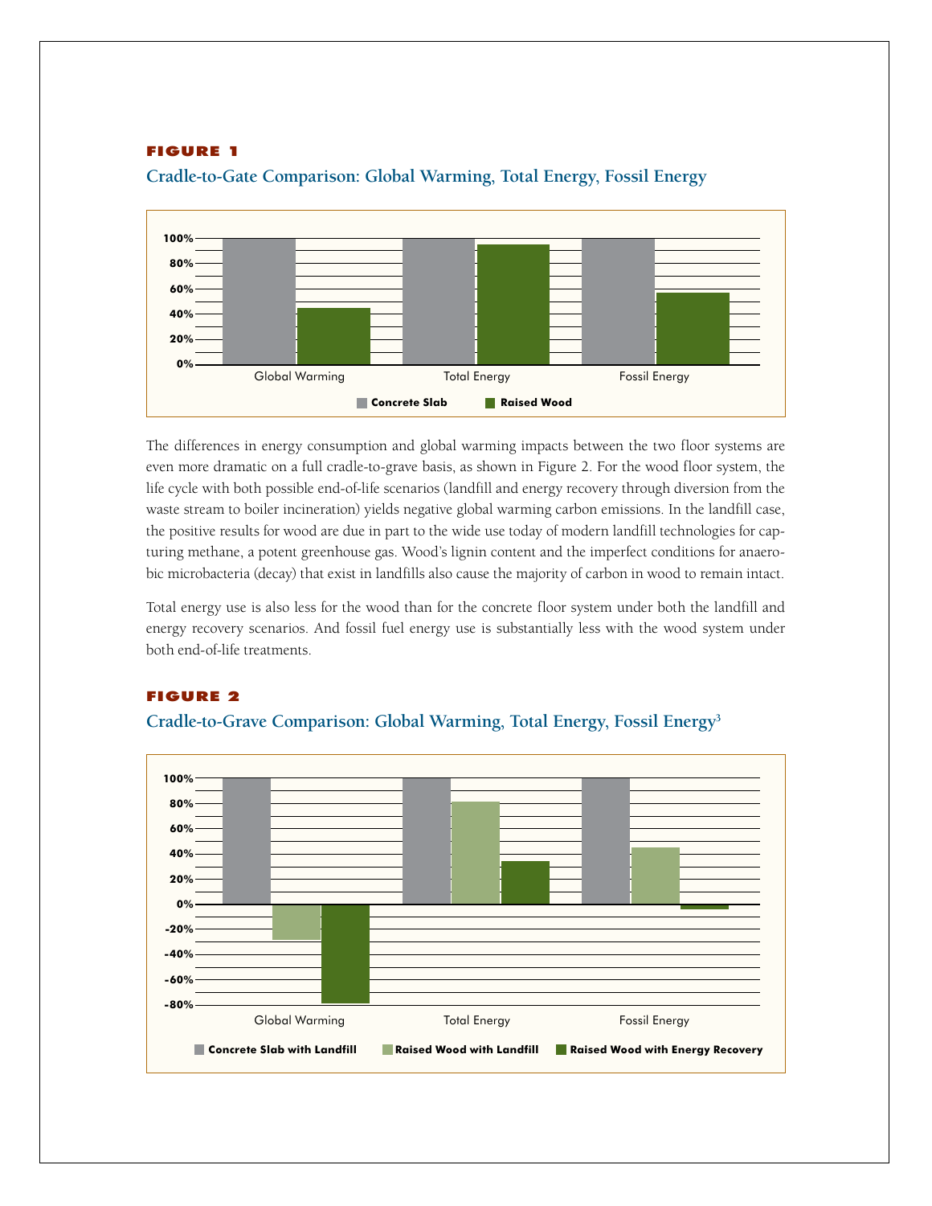**FIGURE 1**

**Cradle-to-Gate Comparison: Global Warming, Total Energy, Fossil Energy**

The differences in energy consumption and global warming impacts between the two floor systems are even more dramatic on a full cradle-to-grave basis, as shown in Figure 2. For the wood floor system, the life cycle with both possible end-of-life scenarios (landfill and energy recovery through diversion from the waste stream to boiler incineration) yields negative global warming carbon emissions. In the landfill case, the positive results for wood are due in part to the wide use today of modern landfill technologies for capturing methane, a potent greenhouse gas. Wood's lignin content and the imperfect conditions for anaerobic microbacteria (decay) that exist in landfills also cause the majority of carbon in wood to remain intact.

Total energy use is also less for the wood than for the concrete floor system under both the landfill and energy recovery scenarios. And fossil fuel energy use is substantially less with the wood system under both end-of-life treatments.

**FIGURE 2**

**Cradle-to-Grave Comparison: Global Warming, Total Energy, Fossil Energy[3]**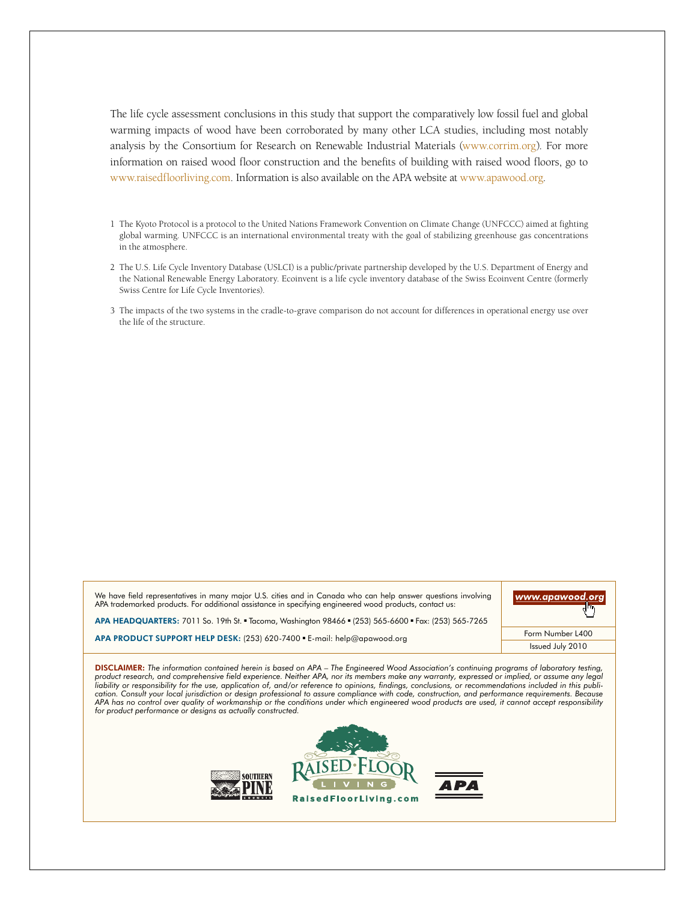The life cycle assessment conclusions in this study that support the comparatively low fossil fuel and global warming impacts of wood have been corroborated by many other LCA studies, including most notably analysis by the Consortium for Research on Renewable Industrial Materials (www.corrim.org). For more information on raised wood floor construction and the benefits of building with raised wood floors, go to www.raisedfloorliving.com. Information is also available on the APA website at www.apawood.org.

1 The Kyoto Protocol is a protocol to the United Nations Framework Convention on Climate Change (UNFCCC) aimed at fighting global warming. UNFCCC is an international environmental treaty with the goal of stabilizing greenhouse gas concentrations in the atmosphere.

2 The U.S. Life Cycle Inventory Database (USLCI) is a public/private partnership developed by the U.S. Department of Energy and the National Renewable Energy Laboratory. Ecoinvent is a life cycle inventory database of the Swiss Ecoinvent Centre (formerly Swiss Centre for Life Cycle Inventories).

3 The impacts of the two systems in the cradle-to-grave comparison do not account for differences in operational energy use over the life of the structure.

We have field representatives in many major U.S. cities and in Canada who can help answer questions involving APA trademarked products. For additional assistance in specifying engineered wood products, contact us:

**APA HEADQUARTERS:** 7011 So. 19th St. ▪ Tacoma, Washington 98466 ▪ (253) 565-6600 ▪ Fax: (253) 565-7265

**APA PRODUCT SUPPORT HELP DESK:** (253) 620-7400 ▪ E-mail: help@apawood.org

www.apawood.org

Form Number L400

Issued July 2010

**DISCLAIMER:** *The information contained herein is based on APA – The Engineered Wood Association's continuing programs of laboratory testing, product research, and comprehensive field experience. Neither APA, nor its members make any warranty, expressed or implied, or assume any legal liability or responsibility for the use, application of, and/or reference to opinions, findings, conclusions, or recommendations included in this publication. Consult your local jurisdiction or design professional to assure compliance with code, construction, and performance requirements. Because APA has no control over quality of workmanship or the conditions under which engineered wood products are used, it cannot accept responsibility for product performance or designs as actually constructed.*

SOUTHERN PINE COUNCIL

RAISED·FLOOR LIVING

RaisedFloorLiving.com

APA